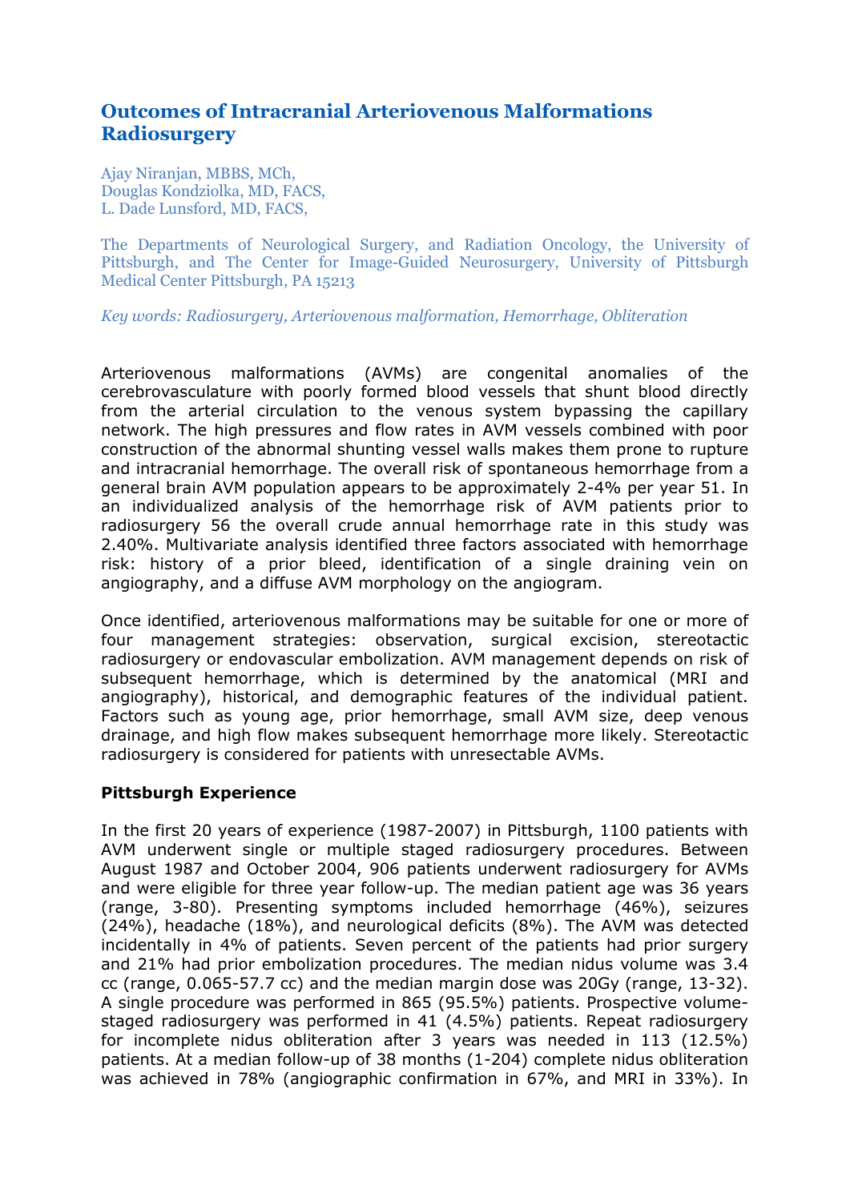# Outcomes of Intracranial Arteriovenous Malformations Radiosurgery

Ajay Niranjan, MBBS, MCh,
Douglas Kondziolka, MD, FACS,
L. Dade Lunsford, MD, FACS,

The Departments of Neurological Surgery, and Radiation Oncology, the University of Pittsburgh, and The Center for Image-Guided Neurosurgery, University of Pittsburgh Medical Center Pittsburgh, PA 15213

*Key words: Radiosurgery, Arteriovenous malformation, Hemorrhage, Obliteration*

Arteriovenous malformations (AVMs) are congenital anomalies of the cerebrovasculature with poorly formed blood vessels that shunt blood directly from the arterial circulation to the venous system bypassing the capillary network. The high pressures and flow rates in AVM vessels combined with poor construction of the abnormal shunting vessel walls makes them prone to rupture and intracranial hemorrhage. The overall risk of spontaneous hemorrhage from a general brain AVM population appears to be approximately 2-4% per year 51. In an individualized analysis of the hemorrhage risk of AVM patients prior to radiosurgery 56 the overall crude annual hemorrhage rate in this study was 2.40%. Multivariate analysis identified three factors associated with hemorrhage risk: history of a prior bleed, identification of a single draining vein on angiography, and a diffuse AVM morphology on the angiogram.

Once identified, arteriovenous malformations may be suitable for one or more of four management strategies: observation, surgical excision, stereotactic radiosurgery or endovascular embolization. AVM management depends on risk of subsequent hemorrhage, which is determined by the anatomical (MRI and angiography), historical, and demographic features of the individual patient. Factors such as young age, prior hemorrhage, small AVM size, deep venous drainage, and high flow makes subsequent hemorrhage more likely. Stereotactic radiosurgery is considered for patients with unresectable AVMs.

**Pittsburgh Experience**

In the first 20 years of experience (1987-2007) in Pittsburgh, 1100 patients with AVM underwent single or multiple staged radiosurgery procedures. Between August 1987 and October 2004, 906 patients underwent radiosurgery for AVMs and were eligible for three year follow-up. The median patient age was 36 years (range, 3-80). Presenting symptoms included hemorrhage (46%), seizures (24%), headache (18%), and neurological deficits (8%). The AVM was detected incidentally in 4% of patients. Seven percent of the patients had prior surgery and 21% had prior embolization procedures. The median nidus volume was 3.4 cc (range, 0.065-57.7 cc) and the median margin dose was 20Gy (range, 13-32). A single procedure was performed in 865 (95.5%) patients. Prospective volume-staged radiosurgery was performed in 41 (4.5%) patients. Repeat radiosurgery for incomplete nidus obliteration after 3 years was needed in 113 (12.5%) patients. At a median follow-up of 38 months (1-204) complete nidus obliteration was achieved in 78% (angiographic confirmation in 67%, and MRI in 33%). In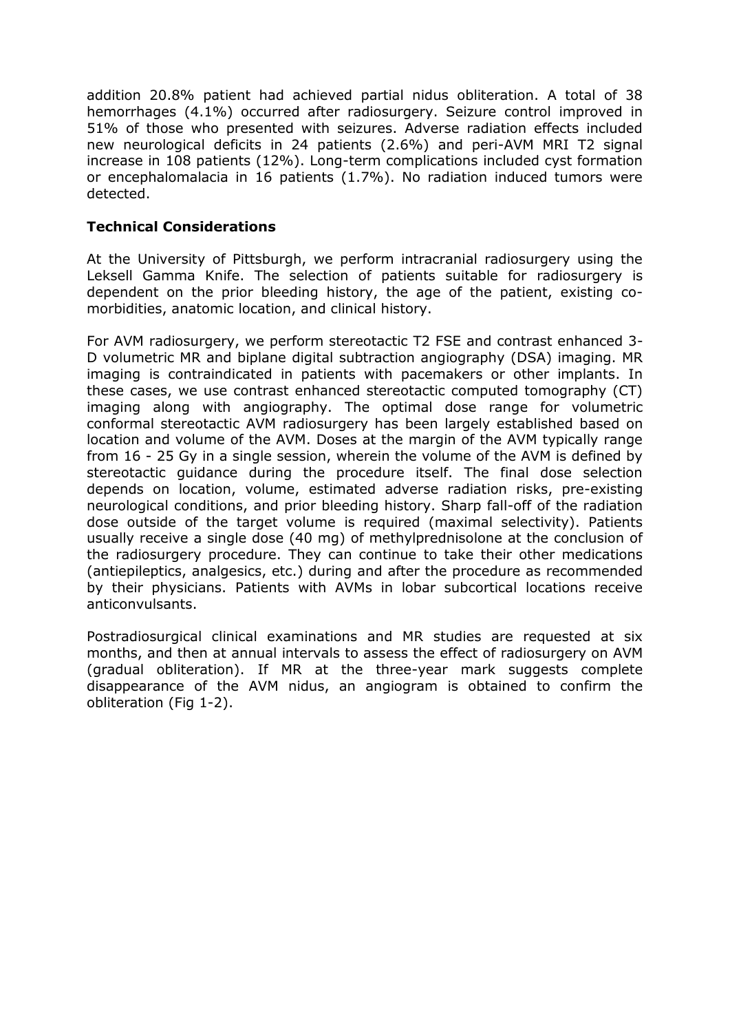addition 20.8% patient had achieved partial nidus obliteration. A total of 38 hemorrhages (4.1%) occurred after radiosurgery. Seizure control improved in 51% of those who presented with seizures. Adverse radiation effects included new neurological deficits in 24 patients (2.6%) and peri-AVM MRI T2 signal increase in 108 patients (12%). Long-term complications included cyst formation or encephalomalacia in 16 patients (1.7%). No radiation induced tumors were detected.

**Technical Considerations**

At the University of Pittsburgh, we perform intracranial radiosurgery using the Leksell Gamma Knife. The selection of patients suitable for radiosurgery is dependent on the prior bleeding history, the age of the patient, existing co-morbidities, anatomic location, and clinical history.

For AVM radiosurgery, we perform stereotactic T2 FSE and contrast enhanced 3-D volumetric MR and biplane digital subtraction angiography (DSA) imaging. MR imaging is contraindicated in patients with pacemakers or other implants. In these cases, we use contrast enhanced stereotactic computed tomography (CT) imaging along with angiography. The optimal dose range for volumetric conformal stereotactic AVM radiosurgery has been largely established based on location and volume of the AVM. Doses at the margin of the AVM typically range from 16 - 25 Gy in a single session, wherein the volume of the AVM is defined by stereotactic guidance during the procedure itself. The final dose selection depends on location, volume, estimated adverse radiation risks, pre-existing neurological conditions, and prior bleeding history. Sharp fall-off of the radiation dose outside of the target volume is required (maximal selectivity). Patients usually receive a single dose (40 mg) of methylprednisolone at the conclusion of the radiosurgery procedure. They can continue to take their other medications (antiepileptics, analgesics, etc.) during and after the procedure as recommended by their physicians. Patients with AVMs in lobar subcortical locations receive anticonvulsants.

Postradiosurgical clinical examinations and MR studies are requested at six months, and then at annual intervals to assess the effect of radiosurgery on AVM (gradual obliteration). If MR at the three-year mark suggests complete disappearance of the AVM nidus, an angiogram is obtained to confirm the obliteration (Fig 1-2).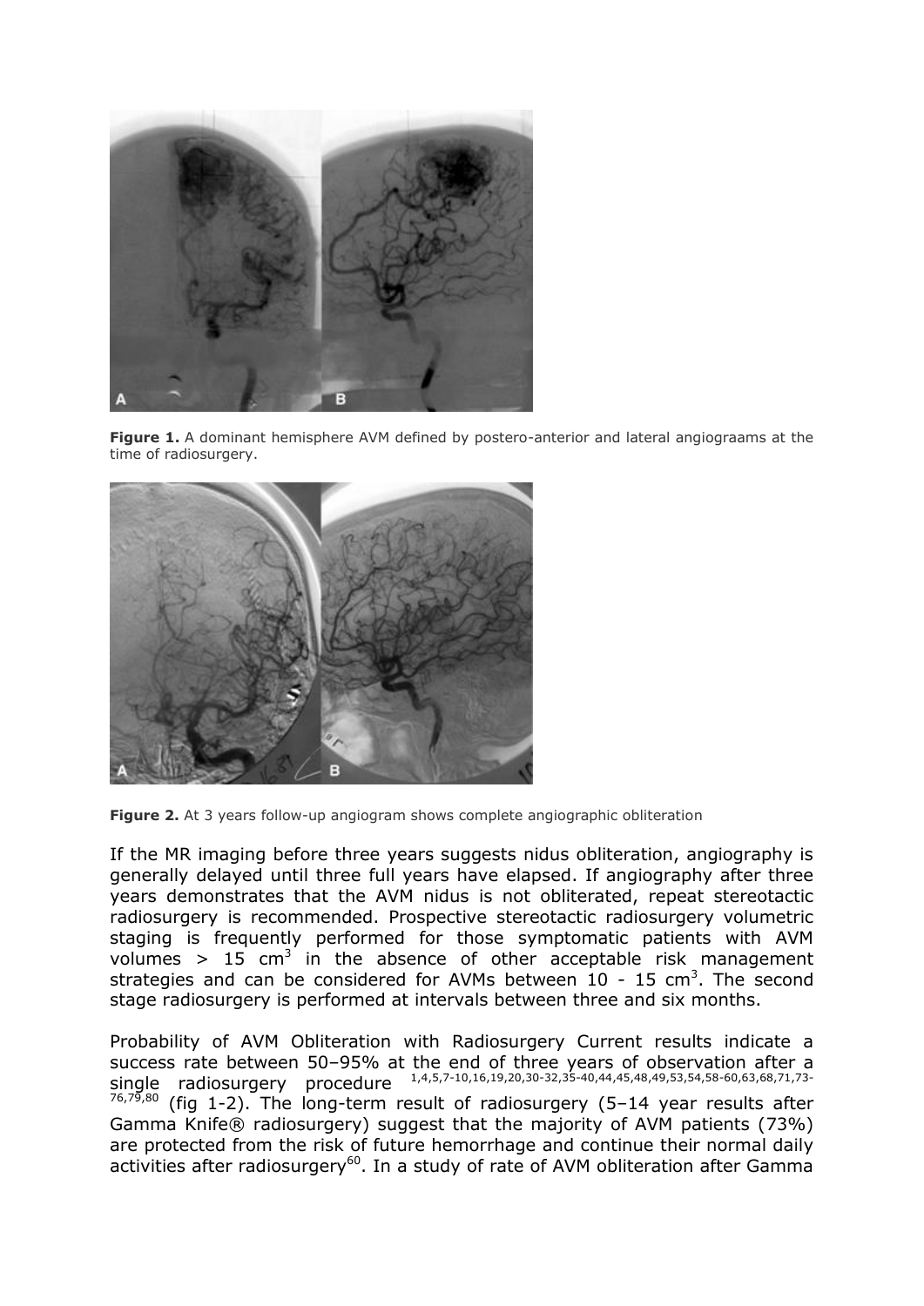**Figure 1.** A dominant hemisphere AVM defined by postero-anterior and lateral angiograams at the time of radiosurgery.

**Figure 2.** At 3 years follow-up angiogram shows complete angiographic obliteration

If the MR imaging before three years suggests nidus obliteration, angiography is generally delayed until three full years have elapsed. If angiography after three years demonstrates that the AVM nidus is not obliterated, repeat stereotactic radiosurgery is recommended. Prospective stereotactic radiosurgery volumetric staging is frequently performed for those symptomatic patients with AVM volumes > 15 $cm^3$ in the absence of other acceptable risk management strategies and can be considered for AVMs between 10 - 15 $cm^3$. The second stage radiosurgery is performed at intervals between three and six months.

Probability of AVM Obliteration with Radiosurgery Current results indicate a success rate between 50–95% at the end of three years of observation after a single radiosurgery procedure [1,4,5,7-10,16,19,20,30-32,35-40,44,45,48,49,53,54,58-60,63,68,71,73-76,79,80] (fig 1-2). The long-term result of radiosurgery (5–14 year results after Gamma Knife® radiosurgery) suggest that the majority of AVM patients (73%) are protected from the risk of future hemorrhage and continue their normal daily activities after radiosurgery[60]. In a study of rate of AVM obliteration after Gamma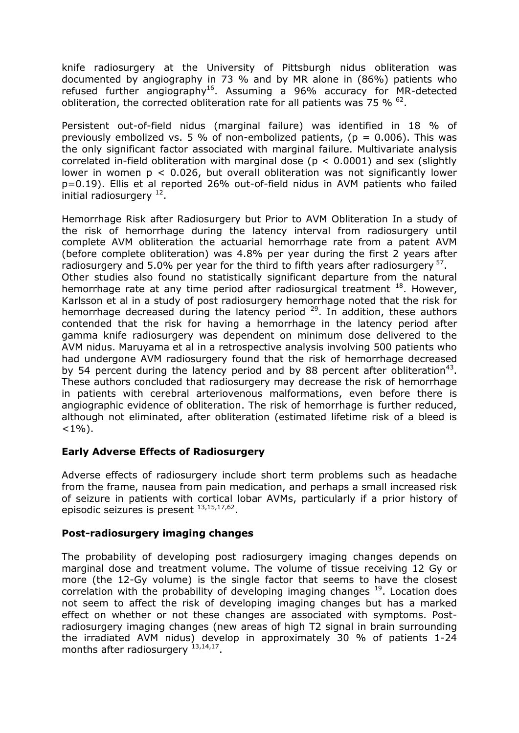knife radiosurgery at the University of Pittsburgh nidus obliteration was documented by angiography in 73 % and by MR alone in (86%) patients who refused further angiography[16]. Assuming a 96% accuracy for MR-detected obliteration, the corrected obliteration rate for all patients was 75 % [62].

Persistent out-of-field nidus (marginal failure) was identified in 18 % of previously embolized vs. 5 % of non-embolized patients, ($p = 0.006$). This was the only significant factor associated with marginal failure. Multivariate analysis correlated in-field obliteration with marginal dose ($p < 0.0001$) and sex (slightly lower in women $p < 0.026$, but overall obliteration was not significantly lower $p=0.19$). Ellis et al reported 26% out-of-field nidus in AVM patients who failed initial radiosurgery [12].

Hemorrhage Risk after Radiosurgery but Prior to AVM Obliteration In a study of the risk of hemorrhage during the latency interval from radiosurgery until complete AVM obliteration the actuarial hemorrhage rate from a patent AVM (before complete obliteration) was 4.8% per year during the first 2 years after radiosurgery and 5.0% per year for the third to fifth years after radiosurgery [57]. Other studies also found no statistically significant departure from the natural hemorrhage rate at any time period after radiosurgical treatment [18]. However, Karlsson et al in a study of post radiosurgery hemorrhage noted that the risk for hemorrhage decreased during the latency period [29]. In addition, these authors contended that the risk for having a hemorrhage in the latency period after gamma knife radiosurgery was dependent on minimum dose delivered to the AVM nidus. Maruyama et al in a retrospective analysis involving 500 patients who had undergone AVM radiosurgery found that the risk of hemorrhage decreased by 54 percent during the latency period and by 88 percent after obliteration[43]. These authors concluded that radiosurgery may decrease the risk of hemorrhage in patients with cerebral arteriovenous malformations, even before there is angiographic evidence of obliteration. The risk of hemorrhage is further reduced, although not eliminated, after obliteration (estimated lifetime risk of a bleed is <1%).

**Early Adverse Effects of Radiosurgery**

Adverse effects of radiosurgery include short term problems such as headache from the frame, nausea from pain medication, and perhaps a small increased risk of seizure in patients with cortical lobar AVMs, particularly if a prior history of episodic seizures is present [13,15,17,62].

**Post-radiosurgery imaging changes**

The probability of developing post radiosurgery imaging changes depends on marginal dose and treatment volume. The volume of tissue receiving 12 Gy or more (the 12-Gy volume) is the single factor that seems to have the closest correlation with the probability of developing imaging changes [19]. Location does not seem to affect the risk of developing imaging changes but has a marked effect on whether or not these changes are associated with symptoms. Post-radiosurgery imaging changes (new areas of high T2 signal in brain surrounding the irradiated AVM nidus) develop in approximately 30 % of patients 1-24 months after radiosurgery [13,14,17].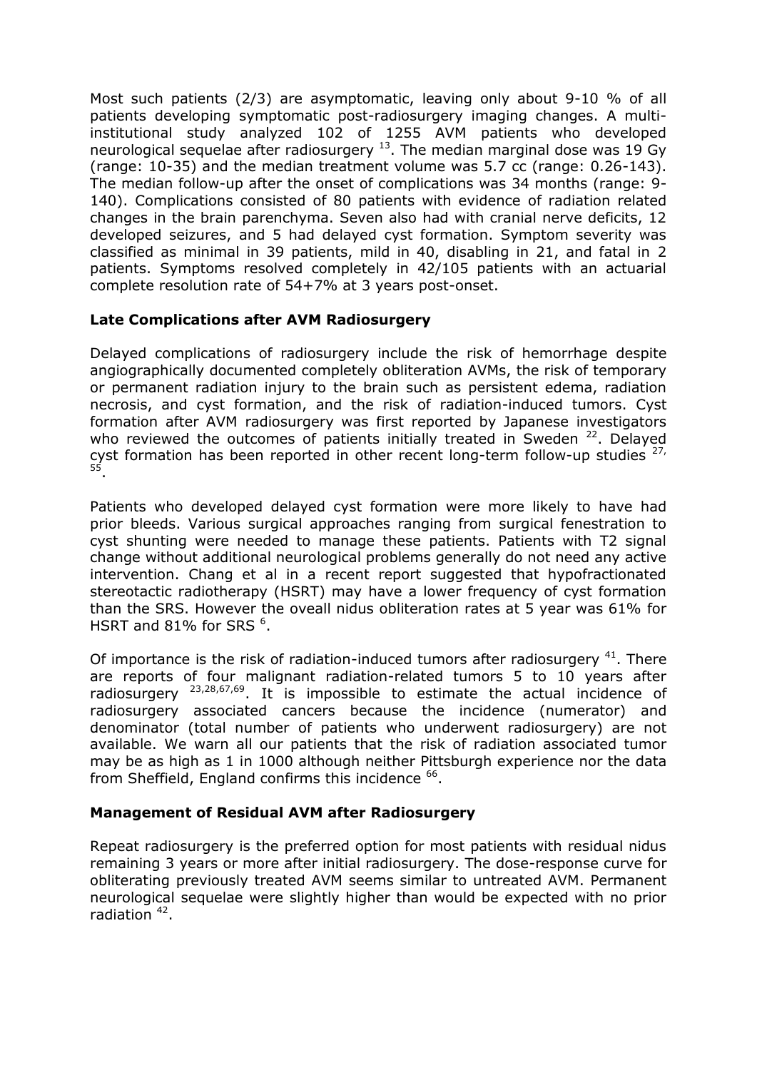Most such patients (2/3) are asymptomatic, leaving only about 9-10 % of all patients developing symptomatic post-radiosurgery imaging changes. A multi-institutional study analyzed 102 of 1255 AVM patients who developed neurological sequelae after radiosurgery [13]. The median marginal dose was 19 Gy (range: 10-35) and the median treatment volume was 5.7 cc (range: 0.26-143). The median follow-up after the onset of complications was 34 months (range: 9-140). Complications consisted of 80 patients with evidence of radiation related changes in the brain parenchyma. Seven also had with cranial nerve deficits, 12 developed seizures, and 5 had delayed cyst formation. Symptom severity was classified as minimal in 39 patients, mild in 40, disabling in 21, and fatal in 2 patients. Symptoms resolved completely in 42/105 patients with an actuarial complete resolution rate of 54+7% at 3 years post-onset.

**Late Complications after AVM Radiosurgery**

Delayed complications of radiosurgery include the risk of hemorrhage despite angiographically documented completely obliteration AVMs, the risk of temporary or permanent radiation injury to the brain such as persistent edema, radiation necrosis, and cyst formation, and the risk of radiation-induced tumors. Cyst formation after AVM radiosurgery was first reported by Japanese investigators who reviewed the outcomes of patients initially treated in Sweden [22]. Delayed cyst formation has been reported in other recent long-term follow-up studies [27, 55].

Patients who developed delayed cyst formation were more likely to have had prior bleeds. Various surgical approaches ranging from surgical fenestration to cyst shunting were needed to manage these patients. Patients with T2 signal change without additional neurological problems generally do not need any active intervention. Chang et al in a recent report suggested that hypofractionated stereotactic radiotherapy (HSRT) may have a lower frequency of cyst formation than the SRS. However the oveall nidus obliteration rates at 5 year was 61% for HSRT and 81% for SRS [6].

Of importance is the risk of radiation-induced tumors after radiosurgery [41]. There are reports of four malignant radiation-related tumors 5 to 10 years after radiosurgery [23,28,67,69]. It is impossible to estimate the actual incidence of radiosurgery associated cancers because the incidence (numerator) and denominator (total number of patients who underwent radiosurgery) are not available. We warn all our patients that the risk of radiation associated tumor may be as high as 1 in 1000 although neither Pittsburgh experience nor the data from Sheffield, England confirms this incidence [66].

**Management of Residual AVM after Radiosurgery**

Repeat radiosurgery is the preferred option for most patients with residual nidus remaining 3 years or more after initial radiosurgery. The dose-response curve for obliterating previously treated AVM seems similar to untreated AVM. Permanent neurological sequelae were slightly higher than would be expected with no prior radiation [42].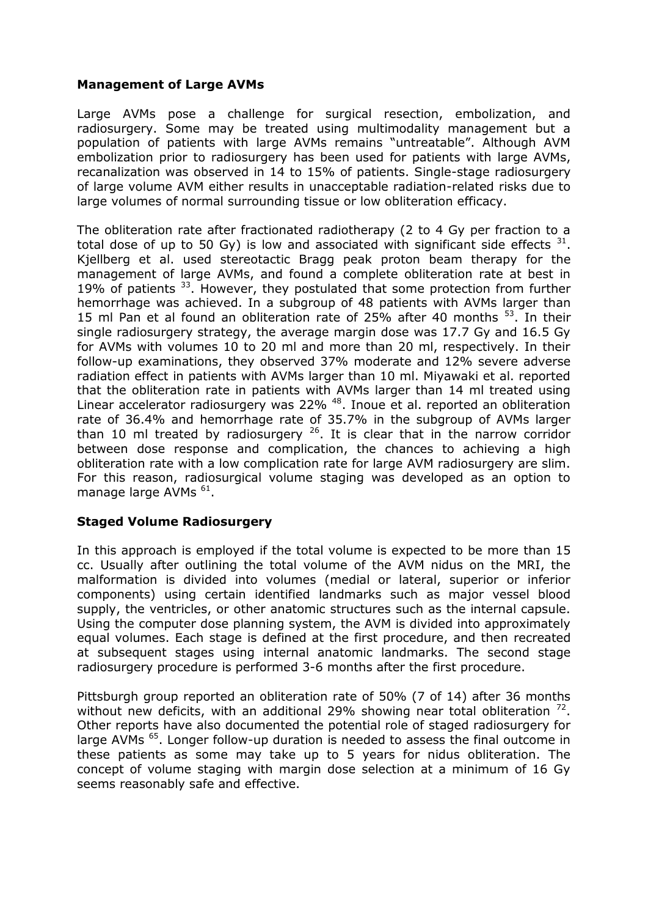**Management of Large AVMs**

Large AVMs pose a challenge for surgical resection, embolization, and radiosurgery. Some may be treated using multimodality management but a population of patients with large AVMs remains "untreatable". Although AVM embolization prior to radiosurgery has been used for patients with large AVMs, recanalization was observed in 14 to 15% of patients. Single-stage radiosurgery of large volume AVM either results in unacceptable radiation-related risks due to large volumes of normal surrounding tissue or low obliteration efficacy.

The obliteration rate after fractionated radiotherapy (2 to 4 Gy per fraction to a total dose of up to 50 Gy) is low and associated with significant side effects [31]. Kjellberg et al. used stereotactic Bragg peak proton beam therapy for the management of large AVMs, and found a complete obliteration rate at best in 19% of patients [33]. However, they postulated that some protection from further hemorrhage was achieved. In a subgroup of 48 patients with AVMs larger than 15 ml Pan et al found an obliteration rate of 25% after 40 months [53]. In their single radiosurgery strategy, the average margin dose was 17.7 Gy and 16.5 Gy for AVMs with volumes 10 to 20 ml and more than 20 ml, respectively. In their follow-up examinations, they observed 37% moderate and 12% severe adverse radiation effect in patients with AVMs larger than 10 ml. Miyawaki et al. reported that the obliteration rate in patients with AVMs larger than 14 ml treated using Linear accelerator radiosurgery was 22% [48]. Inoue et al. reported an obliteration rate of 36.4% and hemorrhage rate of 35.7% in the subgroup of AVMs larger than 10 ml treated by radiosurgery [26]. It is clear that in the narrow corridor between dose response and complication, the chances to achieving a high obliteration rate with a low complication rate for large AVM radiosurgery are slim. For this reason, radiosurgical volume staging was developed as an option to manage large AVMs [61].

**Staged Volume Radiosurgery**

In this approach is employed if the total volume is expected to be more than 15 cc. Usually after outlining the total volume of the AVM nidus on the MRI, the malformation is divided into volumes (medial or lateral, superior or inferior components) using certain identified landmarks such as major vessel blood supply, the ventricles, or other anatomic structures such as the internal capsule. Using the computer dose planning system, the AVM is divided into approximately equal volumes. Each stage is defined at the first procedure, and then recreated at subsequent stages using internal anatomic landmarks. The second stage radiosurgery procedure is performed 3-6 months after the first procedure.

Pittsburgh group reported an obliteration rate of 50% (7 of 14) after 36 months without new deficits, with an additional 29% showing near total obliteration [72]. Other reports have also documented the potential role of staged radiosurgery for large AVMs [65]. Longer follow-up duration is needed to assess the final outcome in these patients as some may take up to 5 years for nidus obliteration. The concept of volume staging with margin dose selection at a minimum of 16 Gy seems reasonably safe and effective.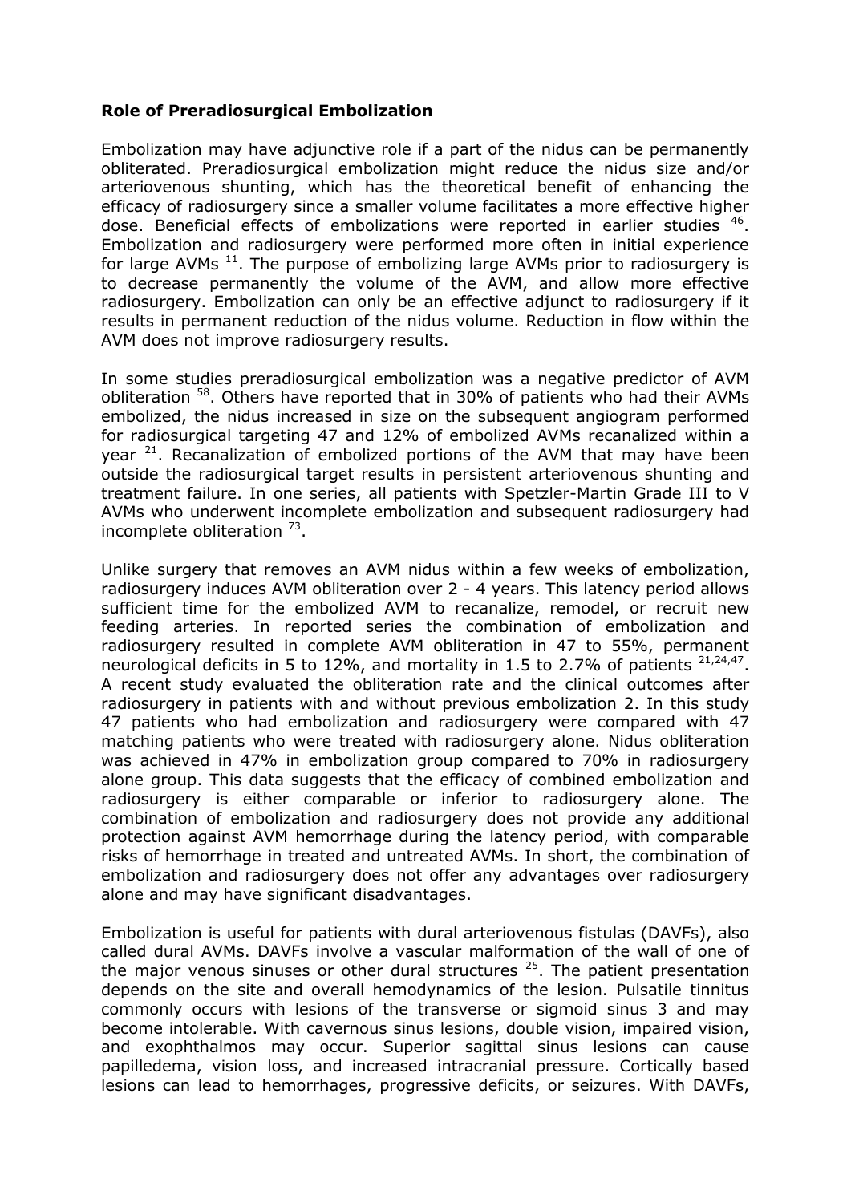**Role of Preradiosurgical Embolization**

Embolization may have adjunctive role if a part of the nidus can be permanently obliterated. Preradiosurgical embolization might reduce the nidus size and/or arteriovenous shunting, which has the theoretical benefit of enhancing the efficacy of radiosurgery since a smaller volume facilitates a more effective higher dose. Beneficial effects of embolizations were reported in earlier studies [46]. Embolization and radiosurgery were performed more often in initial experience for large AVMs [11]. The purpose of embolizing large AVMs prior to radiosurgery is to decrease permanently the volume of the AVM, and allow more effective radiosurgery. Embolization can only be an effective adjunct to radiosurgery if it results in permanent reduction of the nidus volume. Reduction in flow within the AVM does not improve radiosurgery results.

In some studies preradiosurgical embolization was a negative predictor of AVM obliteration [58]. Others have reported that in 30% of patients who had their AVMs embolized, the nidus increased in size on the subsequent angiogram performed for radiosurgical targeting 47 and 12% of embolized AVMs recanalized within a year [21]. Recanalization of embolized portions of the AVM that may have been outside the radiosurgical target results in persistent arteriovenous shunting and treatment failure. In one series, all patients with Spetzler-Martin Grade III to V AVMs who underwent incomplete embolization and subsequent radiosurgery had incomplete obliteration [73].

Unlike surgery that removes an AVM nidus within a few weeks of embolization, radiosurgery induces AVM obliteration over 2 - 4 years. This latency period allows sufficient time for the embolized AVM to recanalize, remodel, or recruit new feeding arteries. In reported series the combination of embolization and radiosurgery resulted in complete AVM obliteration in 47 to 55%, permanent neurological deficits in 5 to 12%, and mortality in 1.5 to 2.7% of patients [21,24,47]. A recent study evaluated the obliteration rate and the clinical outcomes after radiosurgery in patients with and without previous embolization 2. In this study 47 patients who had embolization and radiosurgery were compared with 47 matching patients who were treated with radiosurgery alone. Nidus obliteration was achieved in 47% in embolization group compared to 70% in radiosurgery alone group. This data suggests that the efficacy of combined embolization and radiosurgery is either comparable or inferior to radiosurgery alone. The combination of embolization and radiosurgery does not provide any additional protection against AVM hemorrhage during the latency period, with comparable risks of hemorrhage in treated and untreated AVMs. In short, the combination of embolization and radiosurgery does not offer any advantages over radiosurgery alone and may have significant disadvantages.

Embolization is useful for patients with dural arteriovenous fistulas (DAVFs), also called dural AVMs. DAVFs involve a vascular malformation of the wall of one of the major venous sinuses or other dural structures [25]. The patient presentation depends on the site and overall hemodynamics of the lesion. Pulsatile tinnitus commonly occurs with lesions of the transverse or sigmoid sinus 3 and may become intolerable. With cavernous sinus lesions, double vision, impaired vision, and exophthalmos may occur. Superior sagittal sinus lesions can cause papilledema, vision loss, and increased intracranial pressure. Cortically based lesions can lead to hemorrhages, progressive deficits, or seizures. With DAVFs,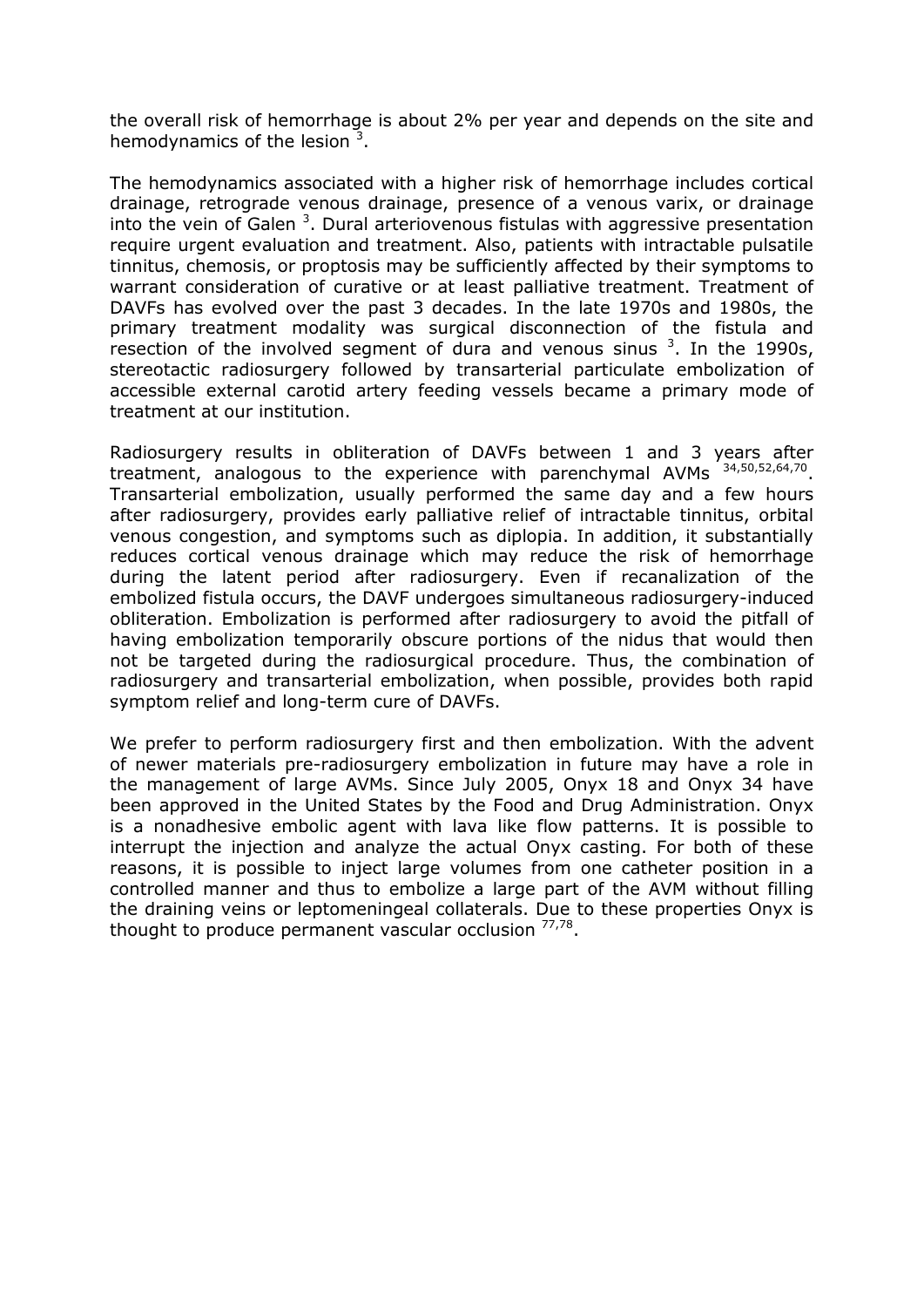the overall risk of hemorrhage is about 2% per year and depends on the site and hemodynamics of the lesion [3].

The hemodynamics associated with a higher risk of hemorrhage includes cortical drainage, retrograde venous drainage, presence of a venous varix, or drainage into the vein of Galen [3]. Dural arteriovenous fistulas with aggressive presentation require urgent evaluation and treatment. Also, patients with intractable pulsatile tinnitus, chemosis, or proptosis may be sufficiently affected by their symptoms to warrant consideration of curative or at least palliative treatment. Treatment of DAVFs has evolved over the past 3 decades. In the late 1970s and 1980s, the primary treatment modality was surgical disconnection of the fistula and resection of the involved segment of dura and venous sinus [3]. In the 1990s, stereotactic radiosurgery followed by transarterial particulate embolization of accessible external carotid artery feeding vessels became a primary mode of treatment at our institution.

Radiosurgery results in obliteration of DAVFs between 1 and 3 years after treatment, analogous to the experience with parenchymal AVMs [34,50,52,64,70]. Transarterial embolization, usually performed the same day and a few hours after radiosurgery, provides early palliative relief of intractable tinnitus, orbital venous congestion, and symptoms such as diplopia. In addition, it substantially reduces cortical venous drainage which may reduce the risk of hemorrhage during the latent period after radiosurgery. Even if recanalization of the embolized fistula occurs, the DAVF undergoes simultaneous radiosurgery-induced obliteration. Embolization is performed after radiosurgery to avoid the pitfall of having embolization temporarily obscure portions of the nidus that would then not be targeted during the radiosurgical procedure. Thus, the combination of radiosurgery and transarterial embolization, when possible, provides both rapid symptom relief and long-term cure of DAVFs.

We prefer to perform radiosurgery first and then embolization. With the advent of newer materials pre-radiosurgery embolization in future may have a role in the management of large AVMs. Since July 2005, Onyx 18 and Onyx 34 have been approved in the United States by the Food and Drug Administration. Onyx is a nonadhesive embolic agent with lava like flow patterns. It is possible to interrupt the injection and analyze the actual Onyx casting. For both of these reasons, it is possible to inject large volumes from one catheter position in a controlled manner and thus to embolize a large part of the AVM without filling the draining veins or leptomeningeal collaterals. Due to these properties Onyx is thought to produce permanent vascular occlusion [77,78].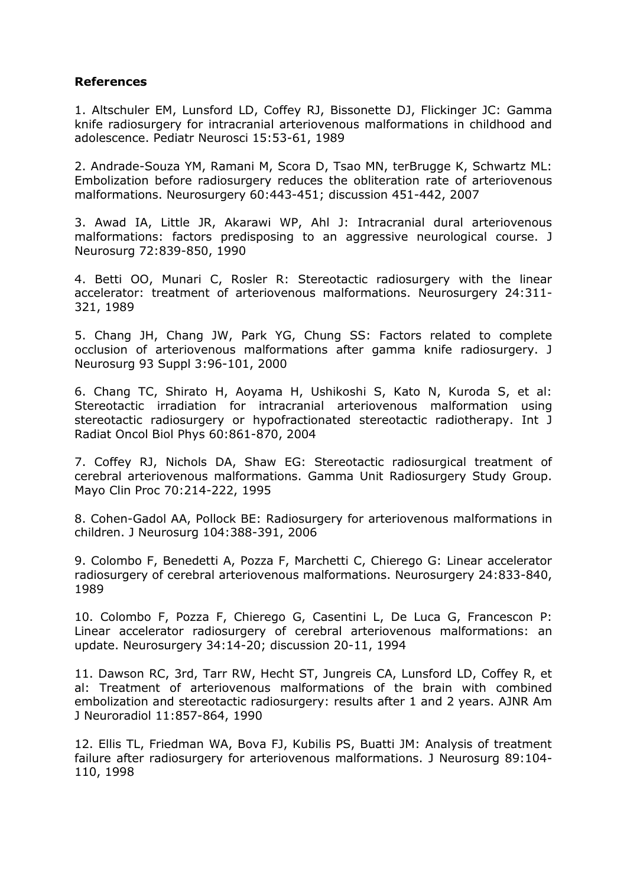**References**

1. Altschuler EM, Lunsford LD, Coffey RJ, Bissonette DJ, Flickinger JC: Gamma knife radiosurgery for intracranial arteriovenous malformations in childhood and adolescence. Pediatr Neurosci 15:53-61, 1989

2. Andrade-Souza YM, Ramani M, Scora D, Tsao MN, terBrugge K, Schwartz ML: Embolization before radiosurgery reduces the obliteration rate of arteriovenous malformations. Neurosurgery 60:443-451; discussion 451-442, 2007

3. Awad IA, Little JR, Akarawi WP, Ahl J: Intracranial dural arteriovenous malformations: factors predisposing to an aggressive neurological course. J Neurosurg 72:839-850, 1990

4. Betti OO, Munari C, Rosler R: Stereotactic radiosurgery with the linear accelerator: treatment of arteriovenous malformations. Neurosurgery 24:311-321, 1989

5. Chang JH, Chang JW, Park YG, Chung SS: Factors related to complete occlusion of arteriovenous malformations after gamma knife radiosurgery. J Neurosurg 93 Suppl 3:96-101, 2000

6. Chang TC, Shirato H, Aoyama H, Ushikoshi S, Kato N, Kuroda S, et al: Stereotactic irradiation for intracranial arteriovenous malformation using stereotactic radiosurgery or hypofractionated stereotactic radiotherapy. Int J Radiat Oncol Biol Phys 60:861-870, 2004

7. Coffey RJ, Nichols DA, Shaw EG: Stereotactic radiosurgical treatment of cerebral arteriovenous malformations. Gamma Unit Radiosurgery Study Group. Mayo Clin Proc 70:214-222, 1995

8. Cohen-Gadol AA, Pollock BE: Radiosurgery for arteriovenous malformations in children. J Neurosurg 104:388-391, 2006

9. Colombo F, Benedetti A, Pozza F, Marchetti C, Chierego G: Linear accelerator radiosurgery of cerebral arteriovenous malformations. Neurosurgery 24:833-840, 1989

10. Colombo F, Pozza F, Chierego G, Casentini L, De Luca G, Francescon P: Linear accelerator radiosurgery of cerebral arteriovenous malformations: an update. Neurosurgery 34:14-20; discussion 20-11, 1994

11. Dawson RC, 3rd, Tarr RW, Hecht ST, Jungreis CA, Lunsford LD, Coffey R, et al: Treatment of arteriovenous malformations of the brain with combined embolization and stereotactic radiosurgery: results after 1 and 2 years. AJNR Am J Neuroradiol 11:857-864, 1990

12. Ellis TL, Friedman WA, Bova FJ, Kubilis PS, Buatti JM: Analysis of treatment failure after radiosurgery for arteriovenous malformations. J Neurosurg 89:104-110, 1998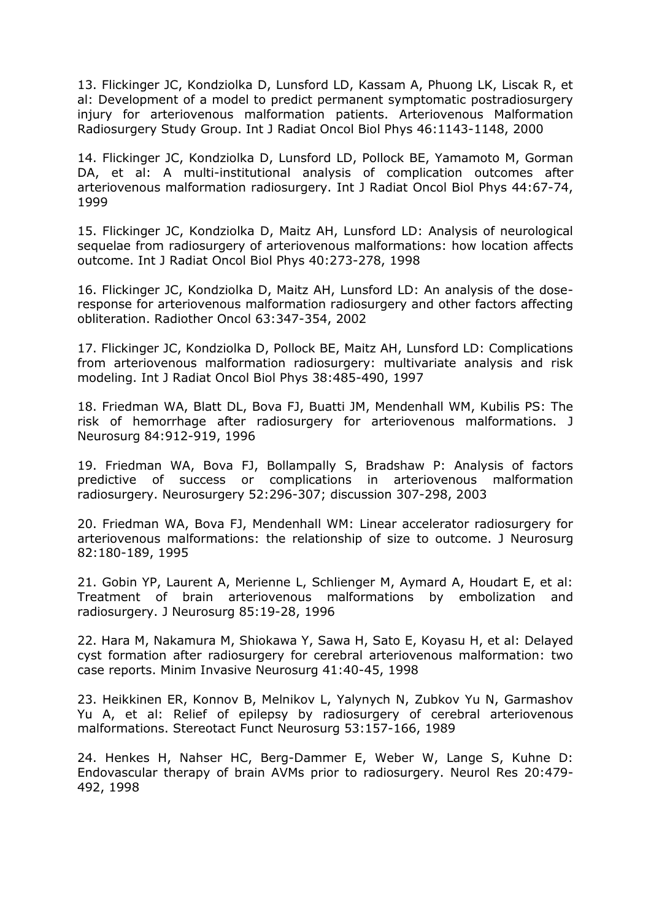13. Flickinger JC, Kondziolka D, Lunsford LD, Kassam A, Phuong LK, Liscak R, et al: Development of a model to predict permanent symptomatic postradiosurgery injury for arteriovenous malformation patients. Arteriovenous Malformation Radiosurgery Study Group. Int J Radiat Oncol Biol Phys 46:1143-1148, 2000

14. Flickinger JC, Kondziolka D, Lunsford LD, Pollock BE, Yamamoto M, Gorman DA, et al: A multi-institutional analysis of complication outcomes after arteriovenous malformation radiosurgery. Int J Radiat Oncol Biol Phys 44:67-74, 1999

15. Flickinger JC, Kondziolka D, Maitz AH, Lunsford LD: Analysis of neurological sequelae from radiosurgery of arteriovenous malformations: how location affects outcome. Int J Radiat Oncol Biol Phys 40:273-278, 1998

16. Flickinger JC, Kondziolka D, Maitz AH, Lunsford LD: An analysis of the dose-response for arteriovenous malformation radiosurgery and other factors affecting obliteration. Radiother Oncol 63:347-354, 2002

17. Flickinger JC, Kondziolka D, Pollock BE, Maitz AH, Lunsford LD: Complications from arteriovenous malformation radiosurgery: multivariate analysis and risk modeling. Int J Radiat Oncol Biol Phys 38:485-490, 1997

18. Friedman WA, Blatt DL, Bova FJ, Buatti JM, Mendenhall WM, Kubilis PS: The risk of hemorrhage after radiosurgery for arteriovenous malformations. J Neurosurg 84:912-919, 1996

19. Friedman WA, Bova FJ, Bollampally S, Bradshaw P: Analysis of factors predictive of success or complications in arteriovenous malformation radiosurgery. Neurosurgery 52:296-307; discussion 307-298, 2003

20. Friedman WA, Bova FJ, Mendenhall WM: Linear accelerator radiosurgery for arteriovenous malformations: the relationship of size to outcome. J Neurosurg 82:180-189, 1995

21. Gobin YP, Laurent A, Merienne L, Schlienger M, Aymard A, Houdart E, et al: Treatment of brain arteriovenous malformations by embolization and radiosurgery. J Neurosurg 85:19-28, 1996

22. Hara M, Nakamura M, Shiokawa Y, Sawa H, Sato E, Koyasu H, et al: Delayed cyst formation after radiosurgery for cerebral arteriovenous malformation: two case reports. Minim Invasive Neurosurg 41:40-45, 1998

23. Heikkinen ER, Konnov B, Melnikov L, Yalynych N, Zubkov Yu N, Garmashov Yu A, et al: Relief of epilepsy by radiosurgery of cerebral arteriovenous malformations. Stereotact Funct Neurosurg 53:157-166, 1989

24. Henkes H, Nahser HC, Berg-Dammer E, Weber W, Lange S, Kuhne D: Endovascular therapy of brain AVMs prior to radiosurgery. Neurol Res 20:479-492, 1998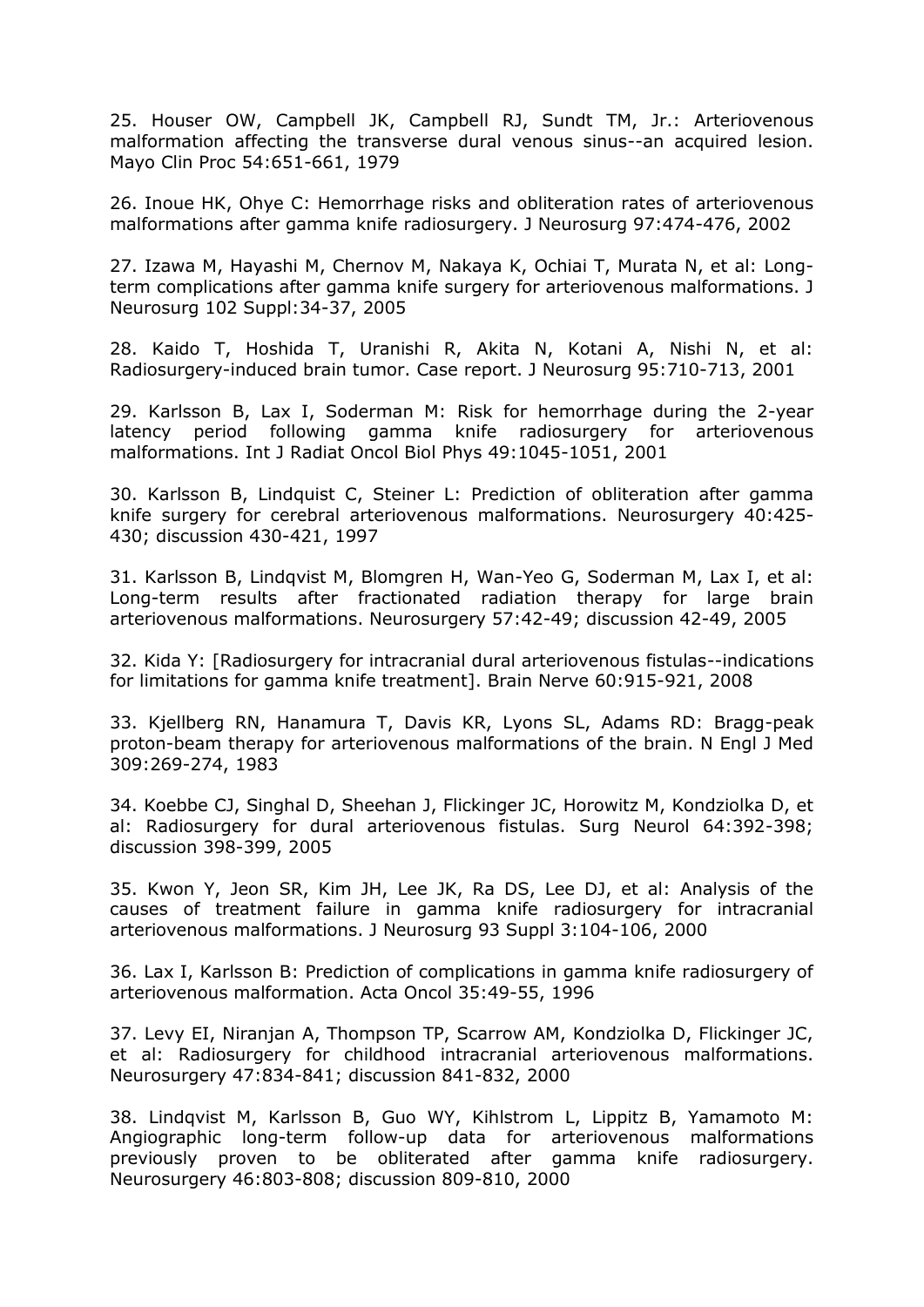25. Houser OW, Campbell JK, Campbell RJ, Sundt TM, Jr.: Arteriovenous malformation affecting the transverse dural venous sinus--an acquired lesion. Mayo Clin Proc 54:651-661, 1979

26. Inoue HK, Ohye C: Hemorrhage risks and obliteration rates of arteriovenous malformations after gamma knife radiosurgery. J Neurosurg 97:474-476, 2002

27. Izawa M, Hayashi M, Chernov M, Nakaya K, Ochiai T, Murata N, et al: Long-term complications after gamma knife surgery for arteriovenous malformations. J Neurosurg 102 Suppl:34-37, 2005

28. Kaido T, Hoshida T, Uranishi R, Akita N, Kotani A, Nishi N, et al: Radiosurgery-induced brain tumor. Case report. J Neurosurg 95:710-713, 2001

29. Karlsson B, Lax I, Soderman M: Risk for hemorrhage during the 2-year latency period following gamma knife radiosurgery for arteriovenous malformations. Int J Radiat Oncol Biol Phys 49:1045-1051, 2001

30. Karlsson B, Lindquist C, Steiner L: Prediction of obliteration after gamma knife surgery for cerebral arteriovenous malformations. Neurosurgery 40:425-430; discussion 430-421, 1997

31. Karlsson B, Lindqvist M, Blomgren H, Wan-Yeo G, Soderman M, Lax I, et al: Long-term results after fractionated radiation therapy for large brain arteriovenous malformations. Neurosurgery 57:42-49; discussion 42-49, 2005

32. Kida Y: [Radiosurgery for intracranial dural arteriovenous fistulas--indications for limitations for gamma knife treatment]. Brain Nerve 60:915-921, 2008

33. Kjellberg RN, Hanamura T, Davis KR, Lyons SL, Adams RD: Bragg-peak proton-beam therapy for arteriovenous malformations of the brain. N Engl J Med 309:269-274, 1983

34. Koebbe CJ, Singhal D, Sheehan J, Flickinger JC, Horowitz M, Kondziolka D, et al: Radiosurgery for dural arteriovenous fistulas. Surg Neurol 64:392-398; discussion 398-399, 2005

35. Kwon Y, Jeon SR, Kim JH, Lee JK, Ra DS, Lee DJ, et al: Analysis of the causes of treatment failure in gamma knife radiosurgery for intracranial arteriovenous malformations. J Neurosurg 93 Suppl 3:104-106, 2000

36. Lax I, Karlsson B: Prediction of complications in gamma knife radiosurgery of arteriovenous malformation. Acta Oncol 35:49-55, 1996

37. Levy EI, Niranjan A, Thompson TP, Scarrow AM, Kondziolka D, Flickinger JC, et al: Radiosurgery for childhood intracranial arteriovenous malformations. Neurosurgery 47:834-841; discussion 841-832, 2000

38. Lindqvist M, Karlsson B, Guo WY, Kihlstrom L, Lippitz B, Yamamoto M: Angiographic long-term follow-up data for arteriovenous malformations previously proven to be obliterated after gamma knife radiosurgery. Neurosurgery 46:803-808; discussion 809-810, 2000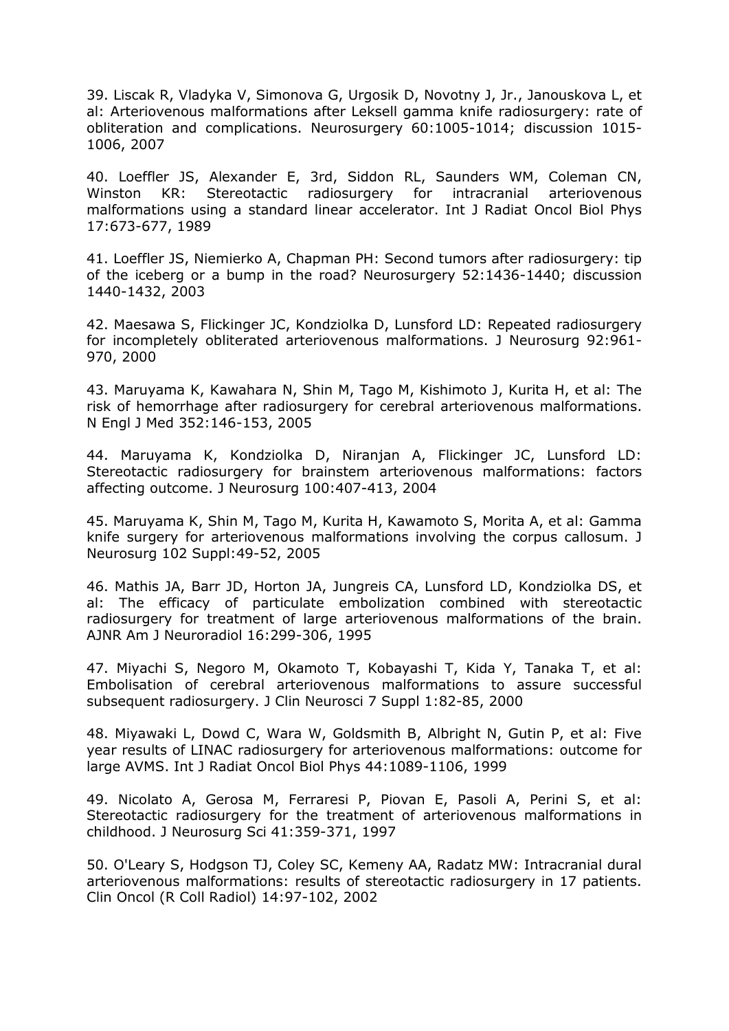39. Liscak R, Vladyka V, Simonova G, Urgosik D, Novotny J, Jr., Janouskova L, et al: Arteriovenous malformations after Leksell gamma knife radiosurgery: rate of obliteration and complications. Neurosurgery 60:1005-1014; discussion 1015-1006, 2007

40. Loeffler JS, Alexander E, 3rd, Siddon RL, Saunders WM, Coleman CN, Winston KR: Stereotactic radiosurgery for intracranial arteriovenous malformations using a standard linear accelerator. Int J Radiat Oncol Biol Phys 17:673-677, 1989

41. Loeffler JS, Niemierko A, Chapman PH: Second tumors after radiosurgery: tip of the iceberg or a bump in the road? Neurosurgery 52:1436-1440; discussion 1440-1432, 2003

42. Maesawa S, Flickinger JC, Kondziolka D, Lunsford LD: Repeated radiosurgery for incompletely obliterated arteriovenous malformations. J Neurosurg 92:961-970, 2000

43. Maruyama K, Kawahara N, Shin M, Tago M, Kishimoto J, Kurita H, et al: The risk of hemorrhage after radiosurgery for cerebral arteriovenous malformations. N Engl J Med 352:146-153, 2005

44. Maruyama K, Kondziolka D, Niranjan A, Flickinger JC, Lunsford LD: Stereotactic radiosurgery for brainstem arteriovenous malformations: factors affecting outcome. J Neurosurg 100:407-413, 2004

45. Maruyama K, Shin M, Tago M, Kurita H, Kawamoto S, Morita A, et al: Gamma knife surgery for arteriovenous malformations involving the corpus callosum. J Neurosurg 102 Suppl:49-52, 2005

46. Mathis JA, Barr JD, Horton JA, Jungreis CA, Lunsford LD, Kondziolka DS, et al: The efficacy of particulate embolization combined with stereotactic radiosurgery for treatment of large arteriovenous malformations of the brain. AJNR Am J Neuroradiol 16:299-306, 1995

47. Miyachi S, Negoro M, Okamoto T, Kobayashi T, Kida Y, Tanaka T, et al: Embolisation of cerebral arteriovenous malformations to assure successful subsequent radiosurgery. J Clin Neurosci 7 Suppl 1:82-85, 2000

48. Miyawaki L, Dowd C, Wara W, Goldsmith B, Albright N, Gutin P, et al: Five year results of LINAC radiosurgery for arteriovenous malformations: outcome for large AVMS. Int J Radiat Oncol Biol Phys 44:1089-1106, 1999

49. Nicolato A, Gerosa M, Ferraresi P, Piovan E, Pasoli A, Perini S, et al: Stereotactic radiosurgery for the treatment of arteriovenous malformations in childhood. J Neurosurg Sci 41:359-371, 1997

50. O'Leary S, Hodgson TJ, Coley SC, Kemeny AA, Radatz MW: Intracranial dural arteriovenous malformations: results of stereotactic radiosurgery in 17 patients. Clin Oncol (R Coll Radiol) 14:97-102, 2002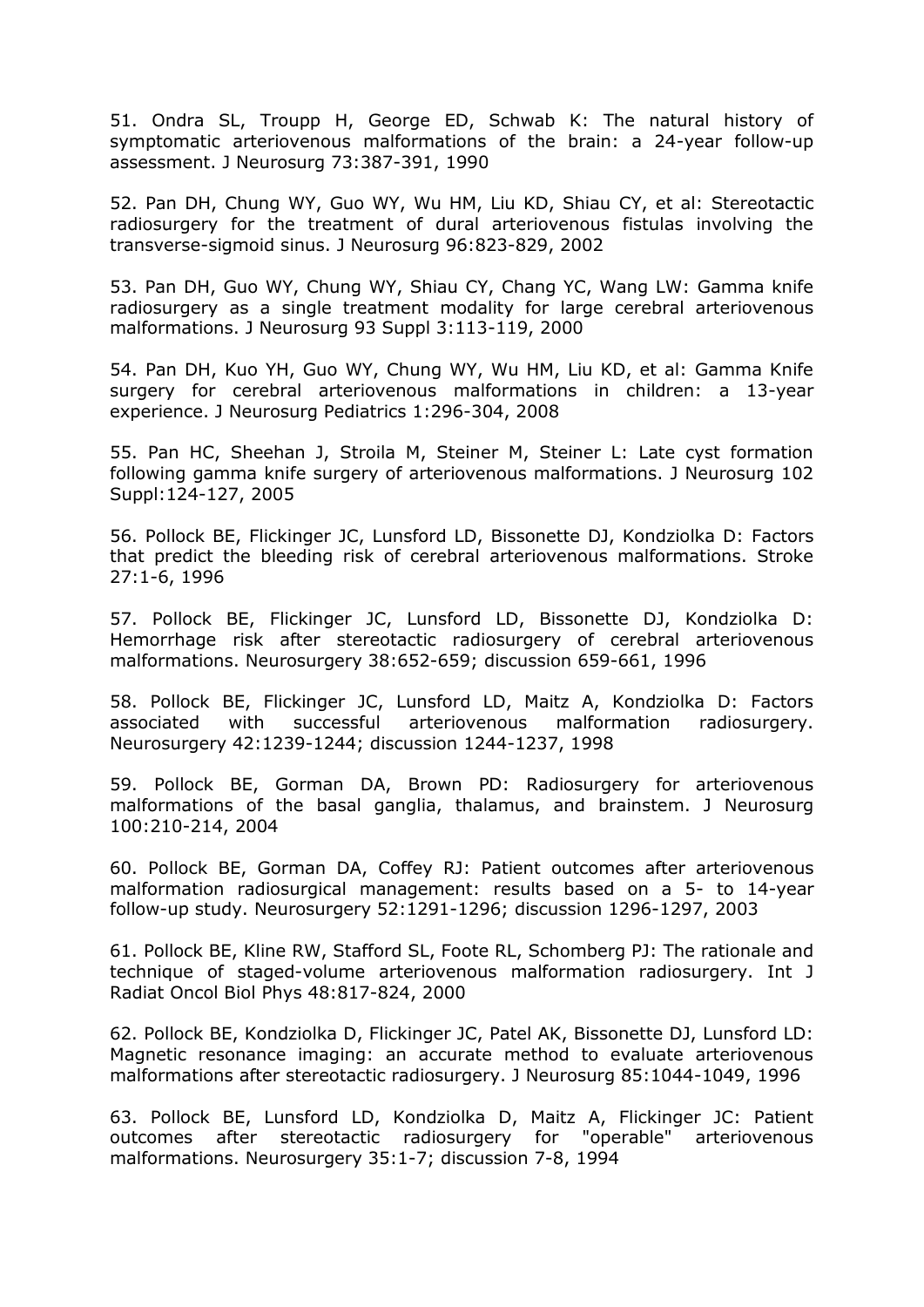51. Ondra SL, Troupp H, George ED, Schwab K: The natural history of symptomatic arteriovenous malformations of the brain: a 24-year follow-up assessment. J Neurosurg 73:387-391, 1990

52. Pan DH, Chung WY, Guo WY, Wu HM, Liu KD, Shiau CY, et al: Stereotactic radiosurgery for the treatment of dural arteriovenous fistulas involving the transverse-sigmoid sinus. J Neurosurg 96:823-829, 2002

53. Pan DH, Guo WY, Chung WY, Shiau CY, Chang YC, Wang LW: Gamma knife radiosurgery as a single treatment modality for large cerebral arteriovenous malformations. J Neurosurg 93 Suppl 3:113-119, 2000

54. Pan DH, Kuo YH, Guo WY, Chung WY, Wu HM, Liu KD, et al: Gamma Knife surgery for cerebral arteriovenous malformations in children: a 13-year experience. J Neurosurg Pediatrics 1:296-304, 2008

55. Pan HC, Sheehan J, Stroila M, Steiner M, Steiner L: Late cyst formation following gamma knife surgery of arteriovenous malformations. J Neurosurg 102 Suppl:124-127, 2005

56. Pollock BE, Flickinger JC, Lunsford LD, Bissonette DJ, Kondziolka D: Factors that predict the bleeding risk of cerebral arteriovenous malformations. Stroke 27:1-6, 1996

57. Pollock BE, Flickinger JC, Lunsford LD, Bissonette DJ, Kondziolka D: Hemorrhage risk after stereotactic radiosurgery of cerebral arteriovenous malformations. Neurosurgery 38:652-659; discussion 659-661, 1996

58. Pollock BE, Flickinger JC, Lunsford LD, Maitz A, Kondziolka D: Factors associated with successful arteriovenous malformation radiosurgery. Neurosurgery 42:1239-1244; discussion 1244-1237, 1998

59. Pollock BE, Gorman DA, Brown PD: Radiosurgery for arteriovenous malformations of the basal ganglia, thalamus, and brainstem. J Neurosurg 100:210-214, 2004

60. Pollock BE, Gorman DA, Coffey RJ: Patient outcomes after arteriovenous malformation radiosurgical management: results based on a 5- to 14-year follow-up study. Neurosurgery 52:1291-1296; discussion 1296-1297, 2003

61. Pollock BE, Kline RW, Stafford SL, Foote RL, Schomberg PJ: The rationale and technique of staged-volume arteriovenous malformation radiosurgery. Int J Radiat Oncol Biol Phys 48:817-824, 2000

62. Pollock BE, Kondziolka D, Flickinger JC, Patel AK, Bissonette DJ, Lunsford LD: Magnetic resonance imaging: an accurate method to evaluate arteriovenous malformations after stereotactic radiosurgery. J Neurosurg 85:1044-1049, 1996

63. Pollock BE, Lunsford LD, Kondziolka D, Maitz A, Flickinger JC: Patient outcomes after stereotactic radiosurgery for "operable" arteriovenous malformations. Neurosurgery 35:1-7; discussion 7-8, 1994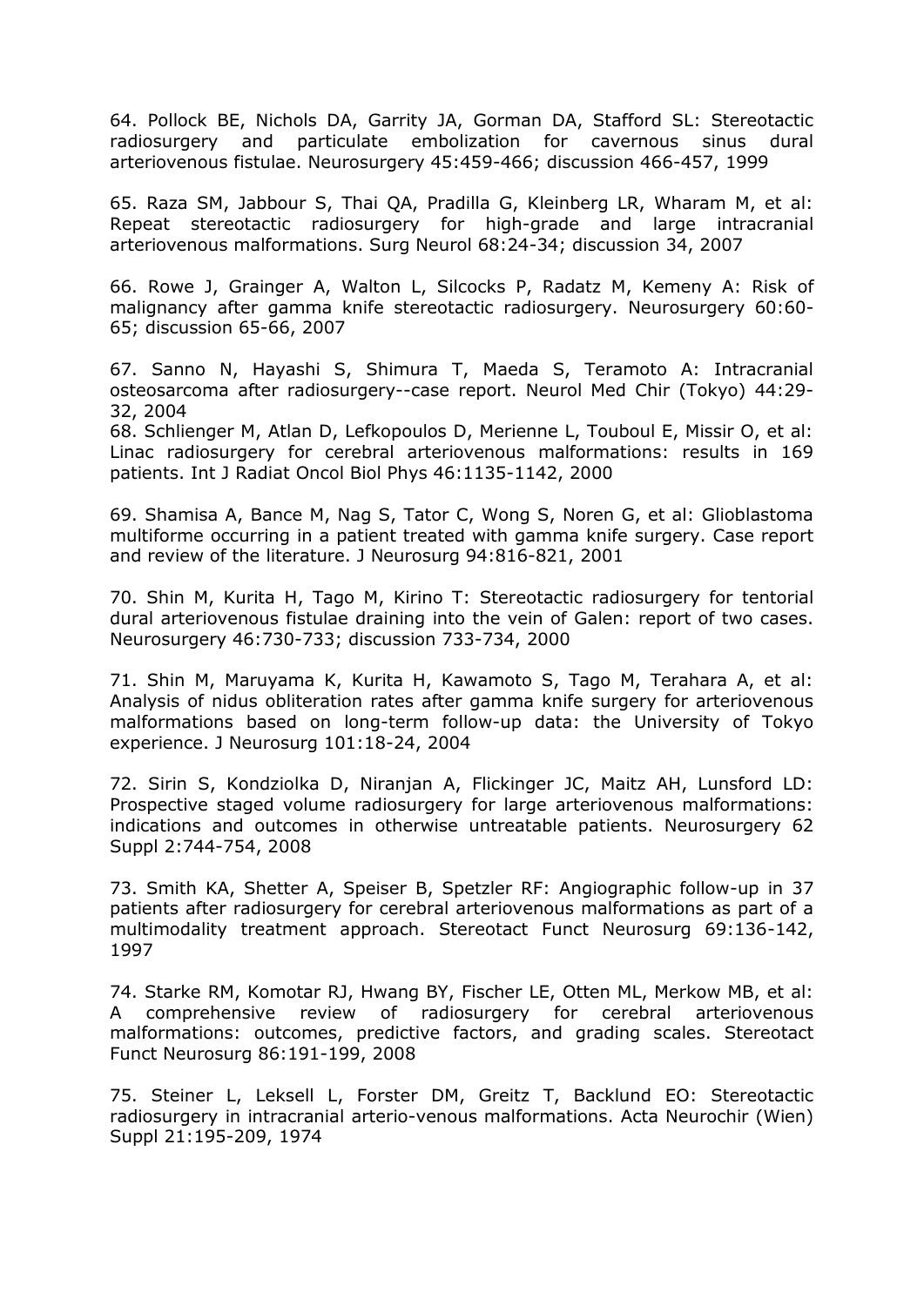64. Pollock BE, Nichols DA, Garrity JA, Gorman DA, Stafford SL: Stereotactic radiosurgery and particulate embolization for cavernous sinus dural arteriovenous fistulae. Neurosurgery 45:459-466; discussion 466-457, 1999

65. Raza SM, Jabbour S, Thai QA, Pradilla G, Kleinberg LR, Wharam M, et al: Repeat stereotactic radiosurgery for high-grade and large intracranial arteriovenous malformations. Surg Neurol 68:24-34; discussion 34, 2007

66. Rowe J, Grainger A, Walton L, Silcocks P, Radatz M, Kemeny A: Risk of malignancy after gamma knife stereotactic radiosurgery. Neurosurgery 60:60-65; discussion 65-66, 2007

67. Sanno N, Hayashi S, Shimura T, Maeda S, Teramoto A: Intracranial osteosarcoma after radiosurgery--case report. Neurol Med Chir (Tokyo) 44:29-32, 2004

68. Schlienger M, Atlan D, Lefkopoulos D, Merienne L, Touboul E, Missir O, et al: Linac radiosurgery for cerebral arteriovenous malformations: results in 169 patients. Int J Radiat Oncol Biol Phys 46:1135-1142, 2000

69. Shamisa A, Bance M, Nag S, Tator C, Wong S, Noren G, et al: Glioblastoma multiforme occurring in a patient treated with gamma knife surgery. Case report and review of the literature. J Neurosurg 94:816-821, 2001

70. Shin M, Kurita H, Tago M, Kirino T: Stereotactic radiosurgery for tentorial dural arteriovenous fistulae draining into the vein of Galen: report of two cases. Neurosurgery 46:730-733; discussion 733-734, 2000

71. Shin M, Maruyama K, Kurita H, Kawamoto S, Tago M, Terahara A, et al: Analysis of nidus obliteration rates after gamma knife surgery for arteriovenous malformations based on long-term follow-up data: the University of Tokyo experience. J Neurosurg 101:18-24, 2004

72. Sirin S, Kondziolka D, Niranjan A, Flickinger JC, Maitz AH, Lunsford LD: Prospective staged volume radiosurgery for large arteriovenous malformations: indications and outcomes in otherwise untreatable patients. Neurosurgery 62 Suppl 2:744-754, 2008

73. Smith KA, Shetter A, Speiser B, Spetzler RF: Angiographic follow-up in 37 patients after radiosurgery for cerebral arteriovenous malformations as part of a multimodality treatment approach. Stereotact Funct Neurosurg 69:136-142, 1997

74. Starke RM, Komotar RJ, Hwang BY, Fischer LE, Otten ML, Merkow MB, et al: A comprehensive review of radiosurgery for cerebral arteriovenous malformations: outcomes, predictive factors, and grading scales. Stereotact Funct Neurosurg 86:191-199, 2008

75. Steiner L, Leksell L, Forster DM, Greitz T, Backlund EO: Stereotactic radiosurgery in intracranial arterio-venous malformations. Acta Neurochir (Wien) Suppl 21:195-209, 1974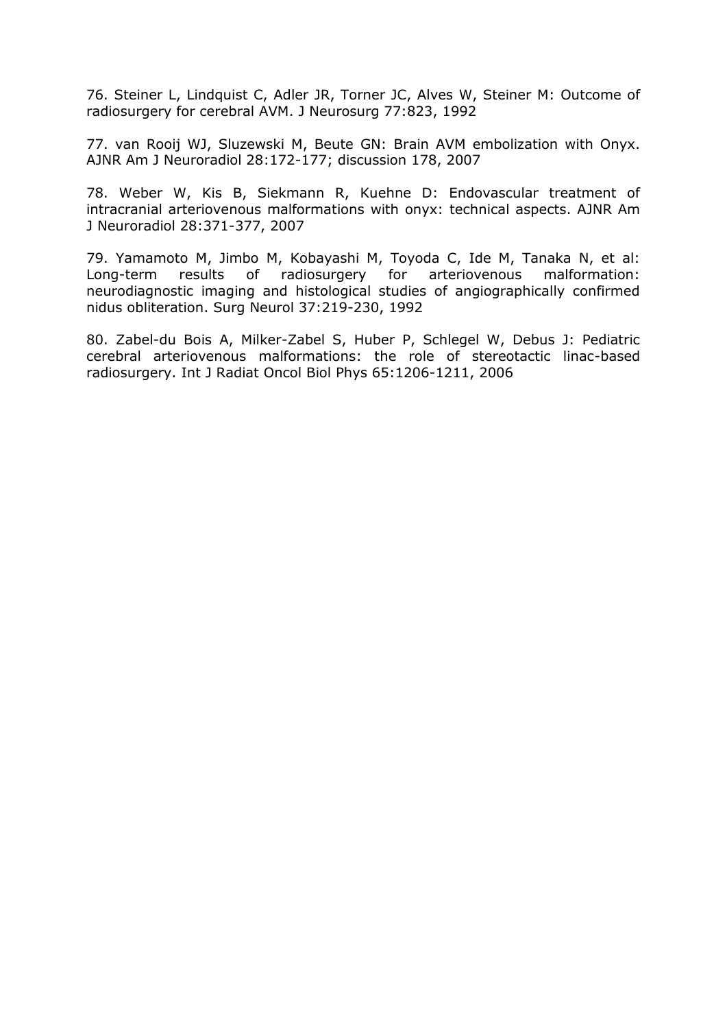76. Steiner L, Lindquist C, Adler JR, Torner JC, Alves W, Steiner M: Outcome of radiosurgery for cerebral AVM. J Neurosurg 77:823, 1992

77. van Rooij WJ, Sluzewski M, Beute GN: Brain AVM embolization with Onyx. AJNR Am J Neuroradiol 28:172-177; discussion 178, 2007

78. Weber W, Kis B, Siekmann R, Kuehne D: Endovascular treatment of intracranial arteriovenous malformations with onyx: technical aspects. AJNR Am J Neuroradiol 28:371-377, 2007

79. Yamamoto M, Jimbo M, Kobayashi M, Toyoda C, Ide M, Tanaka N, et al: Long-term results of radiosurgery for arteriovenous malformation: neurodiagnostic imaging and histological studies of angiographically confirmed nidus obliteration. Surg Neurol 37:219-230, 1992

80. Zabel-du Bois A, Milker-Zabel S, Huber P, Schlegel W, Debus J: Pediatric cerebral arteriovenous malformations: the role of stereotactic linac-based radiosurgery. Int J Radiat Oncol Biol Phys 65:1206-1211, 2006